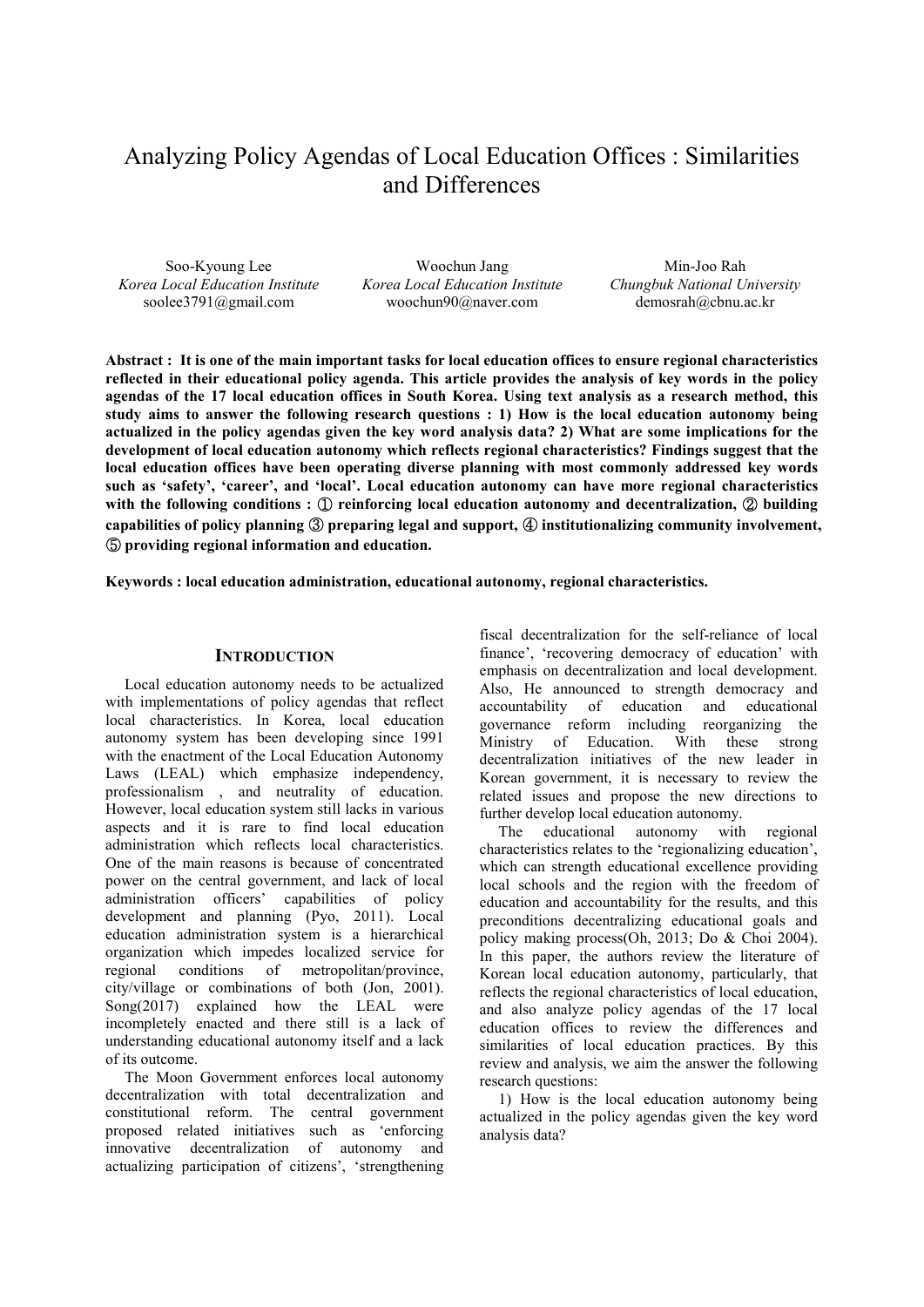# Analyzing Policy Agendas of Local Education Offices : Similarities and Differences

Soo-Kyoung Lee
*Korea Local Education Institute*
soolee3791@gmail.com

Woochun Jang
*Korea Local Education Institute*
woochun90@naver.com

Min-Joo Rah
*Chungbuk National University*
demosrah@cbnu.ac.kr

**Abstract : It is one of the main important tasks for local education offices to ensure regional characteristics reflected in their educational policy agenda. This article provides the analysis of key words in the policy agendas of the 17 local education offices in South Korea. Using text analysis as a research method, this study aims to answer the following research questions : 1) How is the local education autonomy being actualized in the policy agendas given the key word analysis data? 2) What are some implications for the development of local education autonomy which reflects regional characteristics? Findings suggest that the local education offices have been operating diverse planning with most commonly addressed key words such as 'safety', 'career', and 'local'. Local education autonomy can have more regional characteristics with the following conditions : ① reinforcing local education autonomy and decentralization, ② building capabilities of policy planning ③ preparing legal and support, ④ institutionalizing community involvement, ⑤ providing regional information and education.**

**Keywords : local education administration, educational autonomy, regional characteristics.**

## INTRODUCTION

Local education autonomy needs to be actualized with implementations of policy agendas that reflect local characteristics. In Korea, local education autonomy system has been developing since 1991 with the enactment of the Local Education Autonomy Laws (LEAL) which emphasize independency, professionalism , and neutrality of education. However, local education system still lacks in various aspects and it is rare to find local education administration which reflects local characteristics. One of the main reasons is because of concentrated power on the central government, and lack of local administration officers' capabilities of policy development and planning (Pyo, 2011). Local education administration system is a hierarchical organization which impedes localized service for regional conditions of metropolitan/province, city/village or combinations of both (Jon, 2001). Song(2017) explained how the LEAL were incompletely enacted and there still is a lack of understanding educational autonomy itself and a lack of its outcome.

The Moon Government enforces local autonomy decentralization with total decentralization and constitutional reform. The central government proposed related initiatives such as 'enforcing innovative decentralization of autonomy and actualizing participation of citizens', 'strengthening fiscal decentralization for the self-reliance of local finance', 'recovering democracy of education' with emphasis on decentralization and local development. Also, He announced to strength democracy and accountability of education and educational governance reform including reorganizing the Ministry of Education. With these strong decentralization initiatives of the new leader in Korean government, it is necessary to review the related issues and propose the new directions to further develop local education autonomy.

The educational autonomy with regional characteristics relates to the 'regionalizing education', which can strength educational excellence providing local schools and the region with the freedom of education and accountability for the results, and this preconditions decentralizing educational goals and policy making process(Oh, 2013; Do & Choi 2004). In this paper, the authors review the literature of Korean local education autonomy, particularly, that reflects the regional characteristics of local education, and also analyze policy agendas of the 17 local education offices to review the differences and similarities of local education practices. By this review and analysis, we aim the answer the following research questions:

1) How is the local education autonomy being actualized in the policy agendas given the key word analysis data?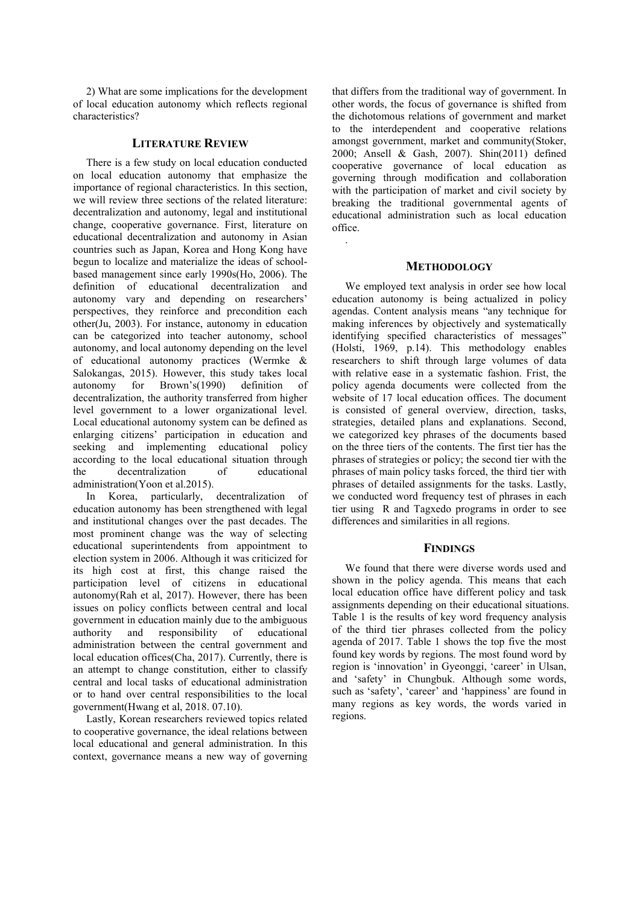2) What are some implications for the development of local education autonomy which reflects regional characteristics?

## LITERATURE REVIEW

There is a few study on local education conducted on local education autonomy that emphasize the importance of regional characteristics. In this section, we will review three sections of the related literature: decentralization and autonomy, legal and institutional change, cooperative governance. First, literature on educational decentralization and autonomy in Asian countries such as Japan, Korea and Hong Kong have begun to localize and materialize the ideas of school-based management since early 1990s(Ho, 2006). The definition of educational decentralization and autonomy vary and depending on researchers' perspectives, they reinforce and precondition each other(Ju, 2003). For instance, autonomy in education can be categorized into teacher autonomy, school autonomy, and local autonomy depending on the level of educational autonomy practices (Wermke & Salokangas, 2015). However, this study takes local autonomy for Brown's(1990) definition of decentralization, the authority transferred from higher level government to a lower organizational level. Local educational autonomy system can be defined as enlarging citizens' participation in education and seeking and implementing educational policy according to the local educational situation through the decentralization of educational administration(Yoon et al.2015).

In Korea, particularly, decentralization of education autonomy has been strengthened with legal and institutional changes over the past decades. The most prominent change was the way of selecting educational superintendents from appointment to election system in 2006. Although it was criticized for its high cost at first, this change raised the participation level of citizens in educational autonomy(Rah et al, 2017). However, there has been issues on policy conflicts between central and local government in education mainly due to the ambiguous authority and responsibility of educational administration between the central government and local education offices(Cha, 2017). Currently, there is an attempt to change constitution, either to classify central and local tasks of educational administration or to hand over central responsibilities to the local government(Hwang et al, 2018. 07.10).

Lastly, Korean researchers reviewed topics related to cooperative governance, the ideal relations between local educational and general administration. In this context, governance means a new way of governing that differs from the traditional way of government. In other words, the focus of governance is shifted from the dichotomous relations of government and market to the interdependent and cooperative relations amongst government, market and community(Stoker, 2000; Ansell & Gash, 2007). Shin(2011) defined cooperative governance of local education as governing through modification and collaboration with the participation of market and civil society by breaking the traditional governmental agents of educational administration such as local education office.

## METHODOLOGY

We employed text analysis in order see how local education autonomy is being actualized in policy agendas. Content analysis means "any technique for making inferences by objectively and systematically identifying specified characteristics of messages" (Holsti, 1969, p.14). This methodology enables researchers to shift through large volumes of data with relative ease in a systematic fashion. Frist, the policy agenda documents were collected from the website of 17 local education offices. The document is consisted of general overview, direction, tasks, strategies, detailed plans and explanations. Second, we categorized key phrases of the documents based on the three tiers of the contents. The first tier has the phrases of strategies or policy; the second tier with the phrases of main policy tasks forced, the third tier with phrases of detailed assignments for the tasks. Lastly, we conducted word frequency test of phrases in each tier using R and Tagxedo programs in order to see differences and similarities in all regions.

## FINDINGS

We found that there were diverse words used and shown in the policy agenda. This means that each local education office have different policy and task assignments depending on their educational situations. Table 1 is the results of key word frequency analysis of the third tier phrases collected from the policy agenda of 2017. Table 1 shows the top five the most found key words by regions. The most found word by region is 'innovation' in Gyeonggi, 'career' in Ulsan, and 'safety' in Chungbuk. Although some words, such as 'safety', 'career' and 'happiness' are found in many regions as key words, the words varied in regions.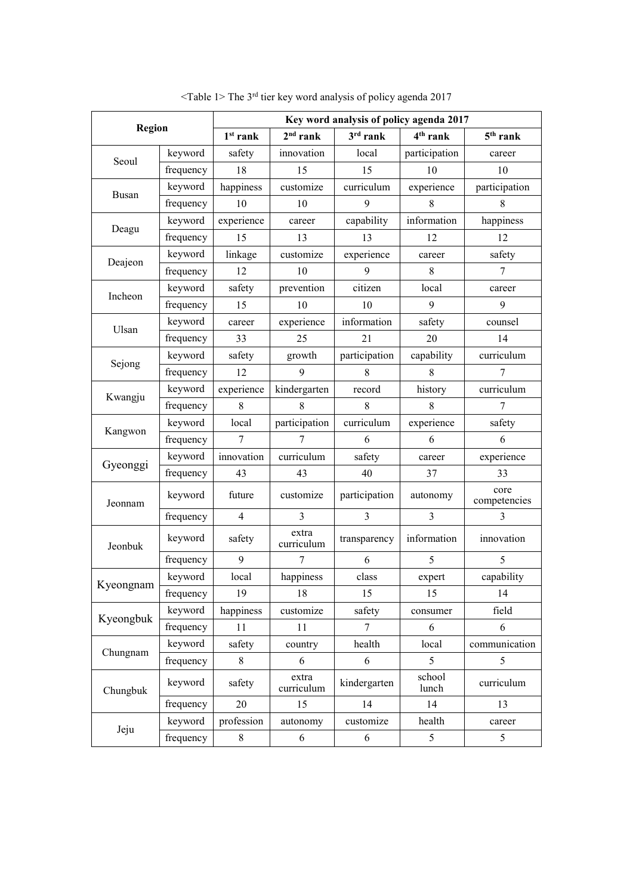<Table 1> The 3rd tier key word analysis of policy agenda 2017

| Region | | Key word analysis of policy agenda 2017 | | | | |
|---|---|---|---|---|---|---|
| | | 1st rank | 2nd rank | 3rd rank | 4th rank | 5th rank |
| Seoul | keyword | safety | innovation | local | participation | career |
| | frequency | 18 | 15 | 15 | 10 | 10 |
| Busan | keyword | happiness | customize | curriculum | experience | participation |
| | frequency | 10 | 10 | 9 | 8 | 8 |
| Deagu | keyword | experience | career | capability | information | happiness |
| | frequency | 15 | 13 | 13 | 12 | 12 |
| Deajeon | keyword | linkage | customize | experience | career | safety |
| | frequency | 12 | 10 | 9 | 8 | 7 |
| Incheon | keyword | safety | prevention | citizen | local | career |
| | frequency | 15 | 10 | 10 | 9 | 9 |
| Ulsan | keyword | career | experience | information | safety | counsel |
| | frequency | 33 | 25 | 21 | 20 | 14 |
| Sejong | keyword | safety | growth | participation | capability | curriculum |
| | frequency | 12 | 9 | 8 | 8 | 7 |
| Kwangju | keyword | experience | kindergarten | record | history | curriculum |
| | frequency | 8 | 8 | 8 | 8 | 7 |
| Kangwon | keyword | local | participation | curriculum | experience | safety |
| | frequency | 7 | 7 | 6 | 6 | 6 |
| Gyeonggi | keyword | innovation | curriculum | safety | career | experience |
| | frequency | 43 | 43 | 40 | 37 | 33 |
| Jeonnam | keyword | future | customize | participation | autonomy | core competencies |
| | frequency | 4 | 3 | 3 | 3 | 3 |
| Jeonbuk | keyword | safety | extra curriculum | transparency | information | innovation |
| | frequency | 9 | 7 | 6 | 5 | 5 |
| Kyeongnam | keyword | local | happiness | class | expert | capability |
| | frequency | 19 | 18 | 15 | 15 | 14 |
| Kyeongbuk | keyword | happiness | customize | safety | consumer | field |
| | frequency | 11 | 11 | 7 | 6 | 6 |
| Chungnam | keyword | safety | country | health | local | communication |
| | frequency | 8 | 6 | 6 | 5 | 5 |
| Chungbuk | keyword | safety | extra curriculum | kindergarten | school lunch | curriculum |
| | frequency | 20 | 15 | 14 | 14 | 13 |
| Jeju | keyword | profession | autonomy | customize | health | career |
| | frequency | 8 | 6 | 6 | 5 | 5 |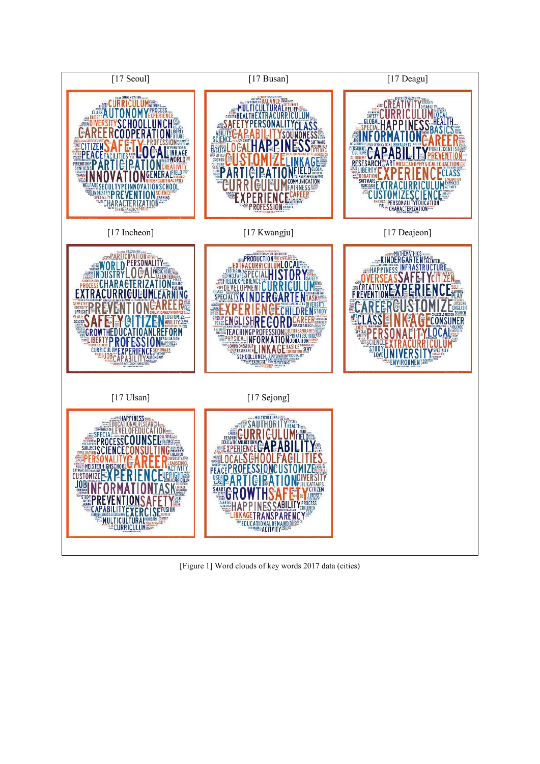[17 Seoul] [17 Busan] [17 Deagu]

[17 Incheon] [17 Kwangju] [17 Deajeon]

[17 Ulsan] [17 Sejong]

[Figure 1] Word clouds of key words 2017 data (cities)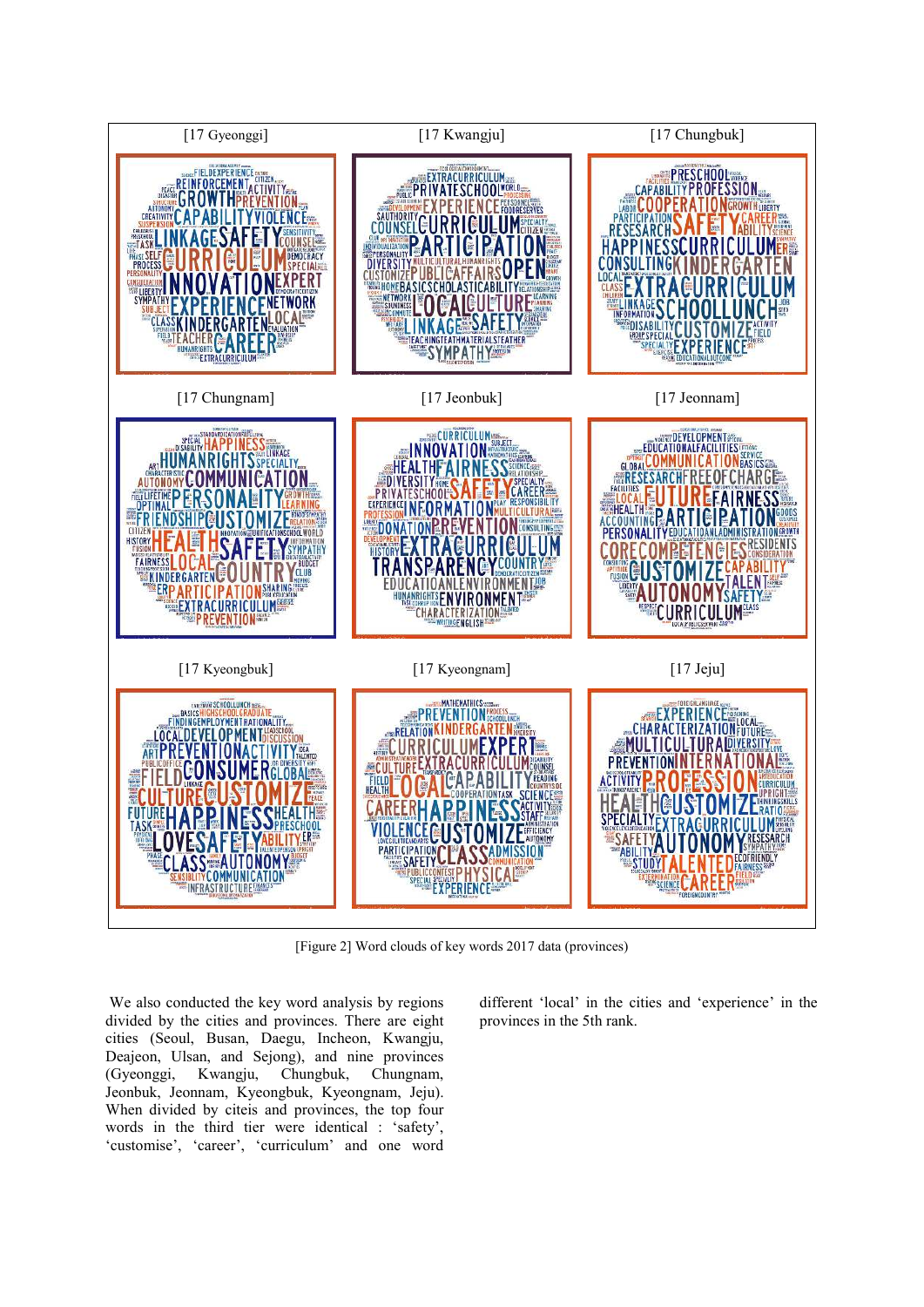[Figure 2] Word clouds of key words 2017 data (provinces)

We also conducted the key word analysis by regions divided by the cities and provinces. There are eight cities (Seoul, Busan, Daegu, Incheon, Kwangju, Deajeon, Ulsan, and Sejong), and nine provinces (Gyeonggi, Kwangju, Chungbuk, Chungnam, Jeonbuk, Jeonnam, Kyeongbuk, Kyeongnam, Jeju). When divided by citeis and provinces, the top four words in the third tier were identical : 'safety', 'customise', 'career', 'curriculum' and one word different 'local' in the cities and 'experience' in the provinces in the 5th rank.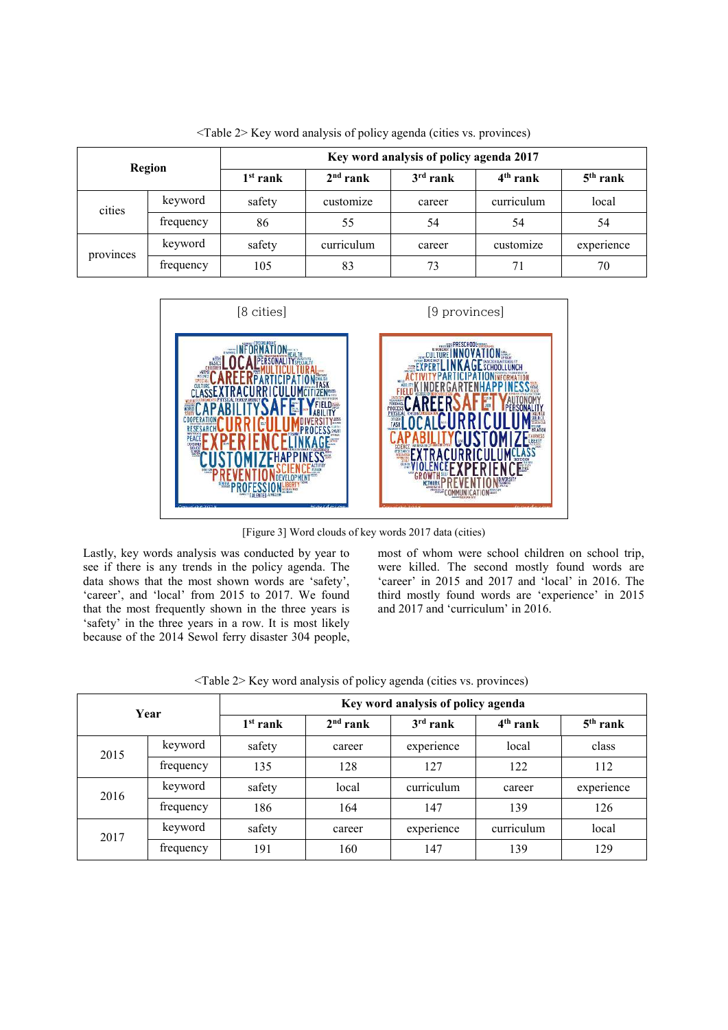<Table 2> Key word analysis of policy agenda (cities vs. provinces)

| Region | | Key word analysis of policy agenda 2017 | | | | |
|---|---|---|---|---|---|---|
| | | 1st rank | 2nd rank | 3rd rank | 4th rank | 5th rank |
| cities | keyword | safety | customize | career | curriculum | local |
| | frequency | 86 | 55 | 54 | 54 | 54 |
| provinces | keyword | safety | curriculum | career | customize | experience |
| | frequency | 105 | 83 | 73 | 71 | 70 |

[Figure 3] Word clouds of key words 2017 data (cities)

Lastly, key words analysis was conducted by year to see if there is any trends in the policy agenda. The data shows that the most shown words are 'safety', 'career', and 'local' from 2015 to 2017. We found that the most frequently shown in the three years is 'safety' in the three years in a row. It is most likely because of the 2014 Sewol ferry disaster 304 people, most of whom were school children on school trip, were killed. The second mostly found words are 'career' in 2015 and 2017 and 'local' in 2016. The third mostly found words are 'experience' in 2015 and 2017 and 'curriculum' in 2016.

<Table 2> Key word analysis of policy agenda (cities vs. provinces)

| Year | | Key word analysis of policy agenda | | | | |
|---|---|---|---|---|---|---|
| | | 1st rank | 2nd rank | 3rd rank | 4th rank | 5th rank |
| 2015 | keyword | safety | career | experience | local | class |
| | frequency | 135 | 128 | 127 | 122 | 112 |
| 2016 | keyword | safety | local | curriculum | career | experience |
| | frequency | 186 | 164 | 147 | 139 | 126 |
| 2017 | keyword | safety | career | experience | curriculum | local |
| | frequency | 191 | 160 | 147 | 139 | 129 |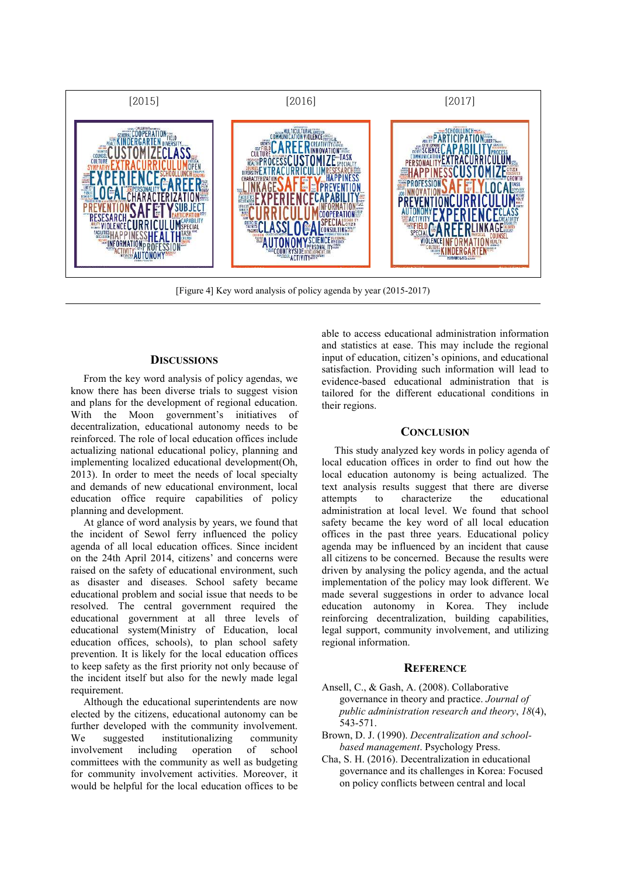[2015] [2016] [2017]

[Figure 4] Key word analysis of policy agenda by year (2015-2017)

## DISCUSSIONS

From the key word analysis of policy agendas, we know there has been diverse trials to suggest vision and plans for the development of regional education. With the Moon government's initiatives of decentralization, educational autonomy needs to be reinforced. The role of local education offices include actualizing national educational policy, planning and implementing localized educational development(Oh, 2013). In order to meet the needs of local specialty and demands of new educational environment, local education office require capabilities of policy planning and development.

At glance of word analysis by years, we found that the incident of Sewol ferry influenced the policy agenda of all local education offices. Since incident on the 24th April 2014, citizens' and concerns were raised on the safety of educational environment, such as disaster and diseases. School safety became educational problem and social issue that needs to be resolved. The central government required the educational government at all three levels of educational system(Ministry of Education, local education offices, schools), to plan school safety prevention. It is likely for the local education offices to keep safety as the first priority not only because of the incident itself but also for the newly made legal requirement.

Although the educational superintendents are now elected by the citizens, educational autonomy can be further developed with the community involvement. We suggested institutionalizing community involvement including operation of school committees with the community as well as budgeting for community involvement activities. Moreover, it would be helpful for the local education offices to be able to access educational administration information and statistics at ease. This may include the regional input of education, citizen's opinions, and educational satisfaction. Providing such information will lead to evidence-based educational administration that is tailored for the different educational conditions in their regions.

## CONCLUSION

This study analyzed key words in policy agenda of local education offices in order to find out how the local education autonomy is being actualized. The text analysis results suggest that there are diverse attempts to characterize the educational administration at local level. We found that school safety became the key word of all local education offices in the past three years. Educational policy agenda may be influenced by an incident that cause all citizens to be concerned. Because the results were driven by analysing the policy agenda, and the actual implementation of the policy may look different. We made several suggestions in order to advance local education autonomy in Korea. They include reinforcing decentralization, building capabilities, legal support, community involvement, and utilizing regional information.

## REFERENCE

Ansell, C., & Gash, A. (2008). Collaborative governance in theory and practice. *Journal of public administration research and theory*, *18*(4), 543-571.

Brown, D. J. (1990). *Decentralization and school-based management*. Psychology Press.

Cha, S. H. (2016). Decentralization in educational governance and its challenges in Korea: Focused on policy conflicts between central and local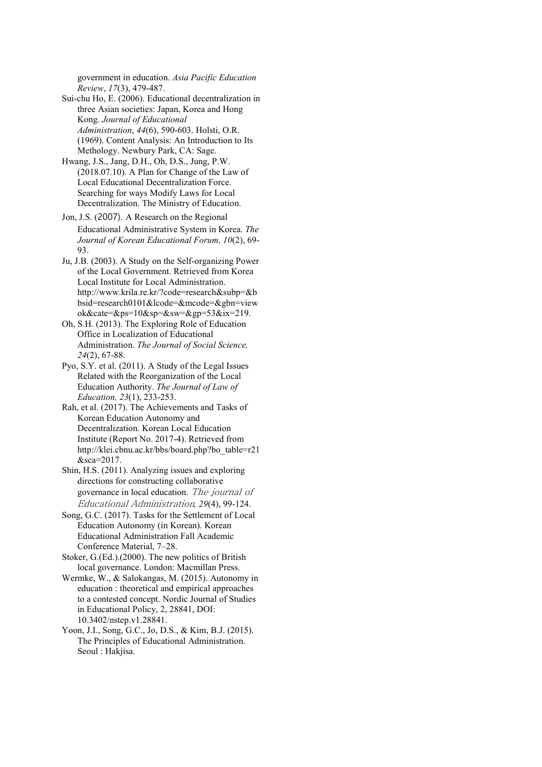government in education. *Asia Pacific Education Review*, *17*(3), 479-487.

Sui-chu Ho, E. (2006). Educational decentralization in three Asian societies: Japan, Korea and Hong Kong. *Journal of Educational Administration*, *44*(6), 590-603. Holsti, O.R. (1969). Content Analysis: An Introduction to Its Methology. Newbury Park, CA: Sage.

Hwang, J.S., Jang, D.H., Oh, D.S., Jung, P.W. (2018.07.10). A Plan for Change of the Law of Local Educational Decentralization Force. Searching for ways Modify Laws for Local Decentralization. The Ministry of Education.

Jon, J.S. (2007). A Research on the Regional Educational Administrative System in Korea. *The Journal of Korean Educational Forum, 10*(2), 69-93.

Ju, J.B. (2003). A Study on the Self-organizing Power of the Local Government. Retrieved from Korea Local Institute for Local Administration. http://www.krila.re.kr/?code=research&subp=&bbsid=research0101&lcode=&mcode=&gbn=viewok&cate=&ps=10&sp=&sw=&gp=53&ix=219.

Oh, S.H. (2013). The Exploring Role of Education Office in Localization of Educational Administration. *The Journal of Social Science, 24*(2), 67-88.

Pyo, S.Y. et al. (2011). A Study of the Legal Issues Related with the Reorganization of the Local Education Authority. *The Journal of Law of Education, 23*(1), 233-253.

Rah, et al. (2017). The Achievements and Tasks of Korean Education Autonomy and Decentralization. Korean Local Education Institute (Report No. 2017-4). Retrieved from http://klei.cbnu.ac.kr/bbs/board.php?bo_table=r21&sca=2017.

Shin, H.S. (2011). Analyzing issues and exploring directions for constructing collaborative governance in local education. *The journal of Educational Administration, 29*(4), 99-124.

Song, G.C. (2017). Tasks for the Settlement of Local Education Autonomy (in Korean). Korean Educational Administration Fall Academic Conference Material, 7–28.

Stoker, G.(Ed.).(2000). The new politics of British local governance. London: Macmillan Press.

Wermke, W., & Salokangas, M. (2015). Autonomy in education : theoretical and empirical approaches to a contested concept. Nordic Journal of Studies in Educational Policy, 2, 28841, DOI: 10.3402/nstep.v1.28841.

Yoon, J.I., Song, G.C., Jo, D.S., & Kim, B.J. (2015). The Principles of Educational Administration. Seoul : Hakjisa.